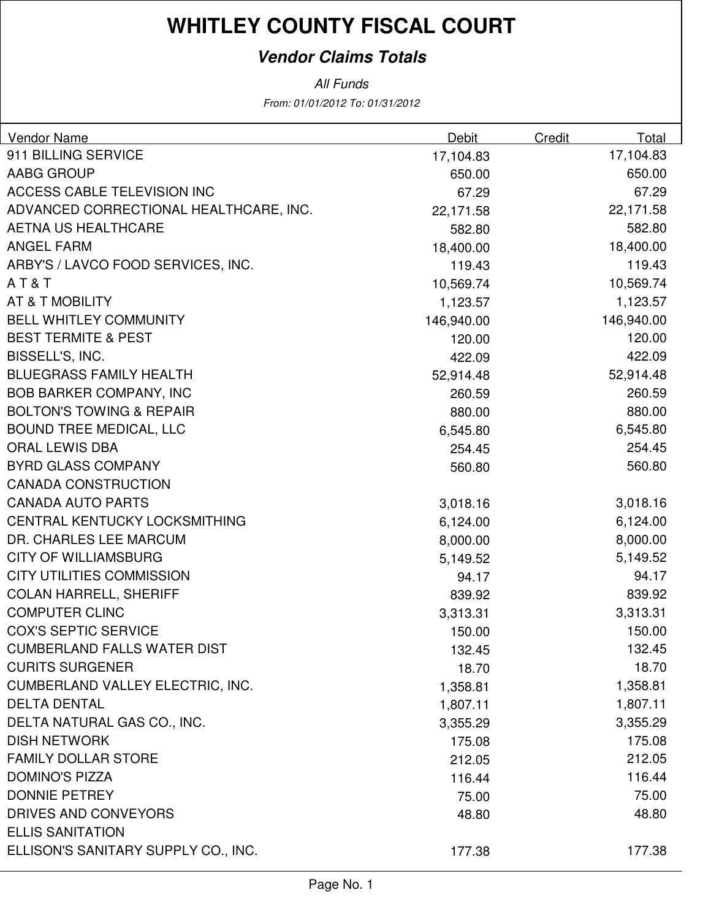# WHITLEY COUNTY FISCAL COURT

## *Vendor Claims Totals*

*All Funds*

*From: 01/01/2012 To: 01/31/2012*

| Vendor Name | Debit | Credit | Total |
|---|---|---|---|
| 911 BILLING SERVICE | 17,104.83 | | 17,104.83 |
| AABG GROUP | 650.00 | | 650.00 |
| ACCESS CABLE TELEVISION INC | 67.29 | | 67.29 |
| ADVANCED CORRECTIONAL HEALTHCARE, INC. | 22,171.58 | | 22,171.58 |
| AETNA US HEALTHCARE | 582.80 | | 582.80 |
| ANGEL FARM | 18,400.00 | | 18,400.00 |
| ARBY'S / LAVCO FOOD SERVICES, INC. | 119.43 | | 119.43 |
| A T & T | 10,569.74 | | 10,569.74 |
| AT & T MOBILITY | 1,123.57 | | 1,123.57 |
| BELL WHITLEY COMMUNITY | 146,940.00 | | 146,940.00 |
| BEST TERMITE & PEST | 120.00 | | 120.00 |
| BISSELL'S, INC. | 422.09 | | 422.09 |
| BLUEGRASS FAMILY HEALTH | 52,914.48 | | 52,914.48 |
| BOB BARKER COMPANY, INC | 260.59 | | 260.59 |
| BOLTON'S TOWING & REPAIR | 880.00 | | 880.00 |
| BOUND TREE MEDICAL, LLC | 6,545.80 | | 6,545.80 |
| ORAL LEWIS DBA | 254.45 | | 254.45 |
| BYRD GLASS COMPANY | 560.80 | | 560.80 |
| CANADA CONSTRUCTION | | | |
| CANADA AUTO PARTS | 3,018.16 | | 3,018.16 |
| CENTRAL KENTUCKY LOCKSMITHING | 6,124.00 | | 6,124.00 |
| DR. CHARLES LEE MARCUM | 8,000.00 | | 8,000.00 |
| CITY OF WILLIAMSBURG | 5,149.52 | | 5,149.52 |
| CITY UTILITIES COMMISSION | 94.17 | | 94.17 |
| COLAN HARRELL, SHERIFF | 839.92 | | 839.92 |
| COMPUTER CLINC | 3,313.31 | | 3,313.31 |
| COX'S SEPTIC SERVICE | 150.00 | | 150.00 |
| CUMBERLAND FALLS WATER DIST | 132.45 | | 132.45 |
| CURITS SURGENER | 18.70 | | 18.70 |
| CUMBERLAND VALLEY ELECTRIC, INC. | 1,358.81 | | 1,358.81 |
| DELTA DENTAL | 1,807.11 | | 1,807.11 |
| DELTA NATURAL GAS CO., INC. | 3,355.29 | | 3,355.29 |
| DISH NETWORK | 175.08 | | 175.08 |
| FAMILY DOLLAR STORE | 212.05 | | 212.05 |
| DOMINO'S PIZZA | 116.44 | | 116.44 |
| DONNIE PETREY | 75.00 | | 75.00 |
| DRIVES AND CONVEYORS | 48.80 | | 48.80 |
| ELLIS SANITATION | | | |
| ELLISON'S SANITARY SUPPLY CO., INC. | 177.38 | | 177.38 |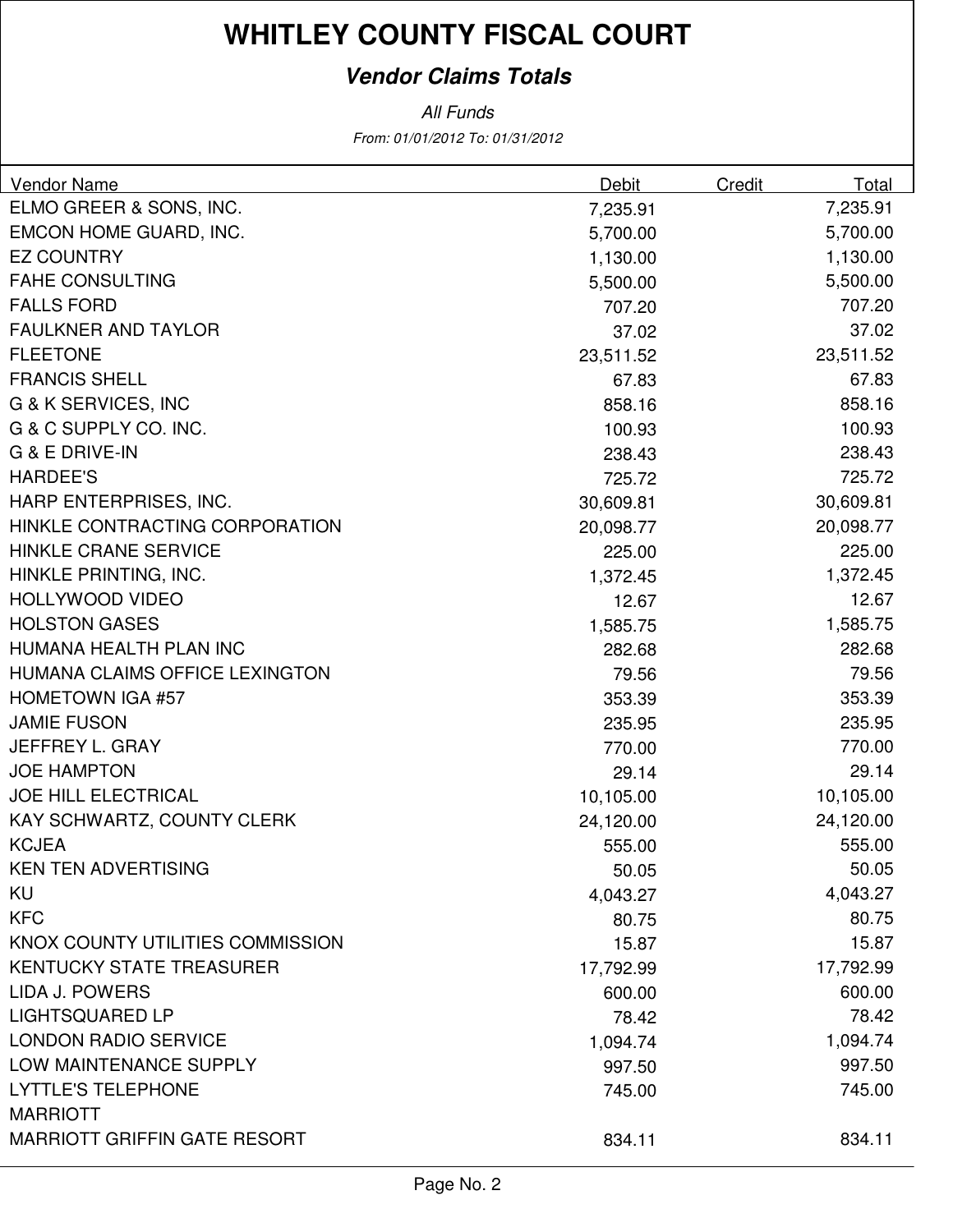# WHITLEY COUNTY FISCAL COURT

## *Vendor Claims Totals*

*All Funds*

*From: 01/01/2012 To: 01/31/2012*

| Vendor Name | Debit | Credit | Total |
|---|---|---|---|
| ELMO GREER & SONS, INC. | 7,235.91 | | 7,235.91 |
| EMCON HOME GUARD, INC. | 5,700.00 | | 5,700.00 |
| EZ COUNTRY | 1,130.00 | | 1,130.00 |
| FAHE CONSULTING | 5,500.00 | | 5,500.00 |
| FALLS FORD | 707.20 | | 707.20 |
| FAULKNER AND TAYLOR | 37.02 | | 37.02 |
| FLEETONE | 23,511.52 | | 23,511.52 |
| FRANCIS SHELL | 67.83 | | 67.83 |
| G & K SERVICES, INC | 858.16 | | 858.16 |
| G & C SUPPLY CO. INC. | 100.93 | | 100.93 |
| G & E DRIVE-IN | 238.43 | | 238.43 |
| HARDEE'S | 725.72 | | 725.72 |
| HARP ENTERPRISES, INC. | 30,609.81 | | 30,609.81 |
| HINKLE CONTRACTING CORPORATION | 20,098.77 | | 20,098.77 |
| HINKLE CRANE SERVICE | 225.00 | | 225.00 |
| HINKLE PRINTING, INC. | 1,372.45 | | 1,372.45 |
| HOLLYWOOD VIDEO | 12.67 | | 12.67 |
| HOLSTON GASES | 1,585.75 | | 1,585.75 |
| HUMANA HEALTH PLAN INC | 282.68 | | 282.68 |
| HUMANA CLAIMS OFFICE LEXINGTON | 79.56 | | 79.56 |
| HOMETOWN IGA #57 | 353.39 | | 353.39 |
| JAMIE FUSON | 235.95 | | 235.95 |
| JEFFREY L. GRAY | 770.00 | | 770.00 |
| JOE HAMPTON | 29.14 | | 29.14 |
| JOE HILL ELECTRICAL | 10,105.00 | | 10,105.00 |
| KAY SCHWARTZ, COUNTY CLERK | 24,120.00 | | 24,120.00 |
| KCJEA | 555.00 | | 555.00 |
| KEN TEN ADVERTISING | 50.05 | | 50.05 |
| KU | 4,043.27 | | 4,043.27 |
| KFC | 80.75 | | 80.75 |
| KNOX COUNTY UTILITIES COMMISSION | 15.87 | | 15.87 |
| KENTUCKY STATE TREASURER | 17,792.99 | | 17,792.99 |
| LIDA J. POWERS | 600.00 | | 600.00 |
| LIGHTSQUARED LP | 78.42 | | 78.42 |
| LONDON RADIO SERVICE | 1,094.74 | | 1,094.74 |
| LOW MAINTENANCE SUPPLY | 997.50 | | 997.50 |
| LYTTLE'S TELEPHONE | 745.00 | | 745.00 |
| MARRIOTT | | | |
| MARRIOTT GRIFFIN GATE RESORT | 834.11 | | 834.11 |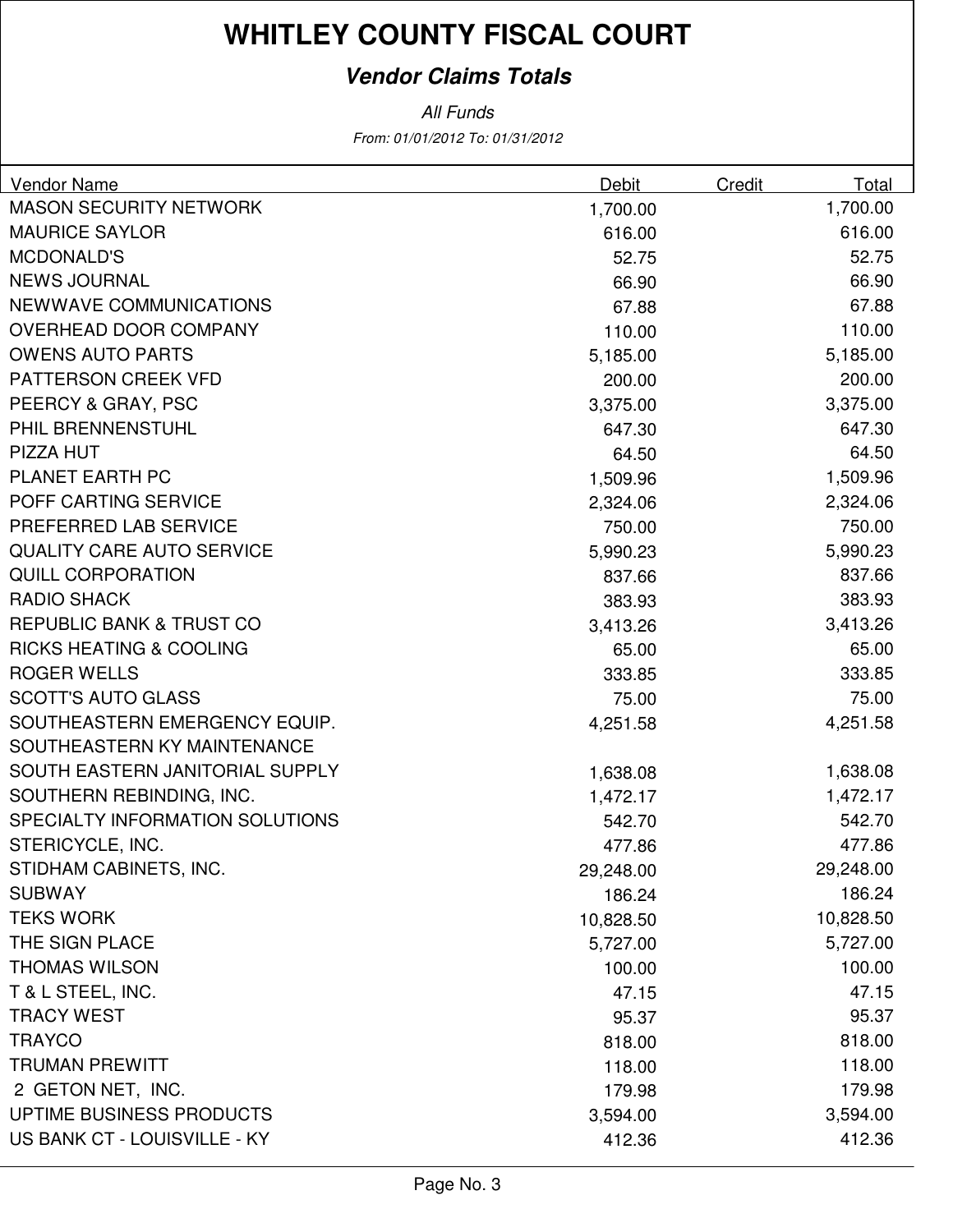# WHITLEY COUNTY FISCAL COURT

## *Vendor Claims Totals*

*All Funds*

*From: 01/01/2012 To: 01/31/2012*

| Vendor Name | Debit | Credit | Total |
|---|---|---|---|
| MASON SECURITY NETWORK | 1,700.00 | | 1,700.00 |
| MAURICE SAYLOR | 616.00 | | 616.00 |
| MCDONALD'S | 52.75 | | 52.75 |
| NEWS JOURNAL | 66.90 | | 66.90 |
| NEWWAVE COMMUNICATIONS | 67.88 | | 67.88 |
| OVERHEAD DOOR COMPANY | 110.00 | | 110.00 |
| OWENS AUTO PARTS | 5,185.00 | | 5,185.00 |
| PATTERSON CREEK VFD | 200.00 | | 200.00 |
| PEERCY & GRAY, PSC | 3,375.00 | | 3,375.00 |
| PHIL BRENNENSTUHL | 647.30 | | 647.30 |
| PIZZA HUT | 64.50 | | 64.50 |
| PLANET EARTH PC | 1,509.96 | | 1,509.96 |
| POFF CARTING SERVICE | 2,324.06 | | 2,324.06 |
| PREFERRED LAB SERVICE | 750.00 | | 750.00 |
| QUALITY CARE AUTO SERVICE | 5,990.23 | | 5,990.23 |
| QUILL CORPORATION | 837.66 | | 837.66 |
| RADIO SHACK | 383.93 | | 383.93 |
| REPUBLIC BANK & TRUST CO | 3,413.26 | | 3,413.26 |
| RICKS HEATING & COOLING | 65.00 | | 65.00 |
| ROGER WELLS | 333.85 | | 333.85 |
| SCOTT'S AUTO GLASS | 75.00 | | 75.00 |
| SOUTHEASTERN EMERGENCY EQUIP. | 4,251.58 | | 4,251.58 |
| SOUTHEASTERN KY MAINTENANCE | | | |
| SOUTH EASTERN JANITORIAL SUPPLY | 1,638.08 | | 1,638.08 |
| SOUTHERN REBINDING, INC. | 1,472.17 | | 1,472.17 |
| SPECIALTY INFORMATION SOLUTIONS | 542.70 | | 542.70 |
| STERICYCLE, INC. | 477.86 | | 477.86 |
| STIDHAM CABINETS, INC. | 29,248.00 | | 29,248.00 |
| SUBWAY | 186.24 | | 186.24 |
| TEKS WORK | 10,828.50 | | 10,828.50 |
| THE SIGN PLACE | 5,727.00 | | 5,727.00 |
| THOMAS WILSON | 100.00 | | 100.00 |
| T & L STEEL, INC. | 47.15 | | 47.15 |
| TRACY WEST | 95.37 | | 95.37 |
| TRAYCO | 818.00 | | 818.00 |
| TRUMAN PREWITT | 118.00 | | 118.00 |
| 2 GETON NET, INC. | 179.98 | | 179.98 |
| UPTIME BUSINESS PRODUCTS | 3,594.00 | | 3,594.00 |
| US BANK CT - LOUISVILLE - KY | 412.36 | | 412.36 |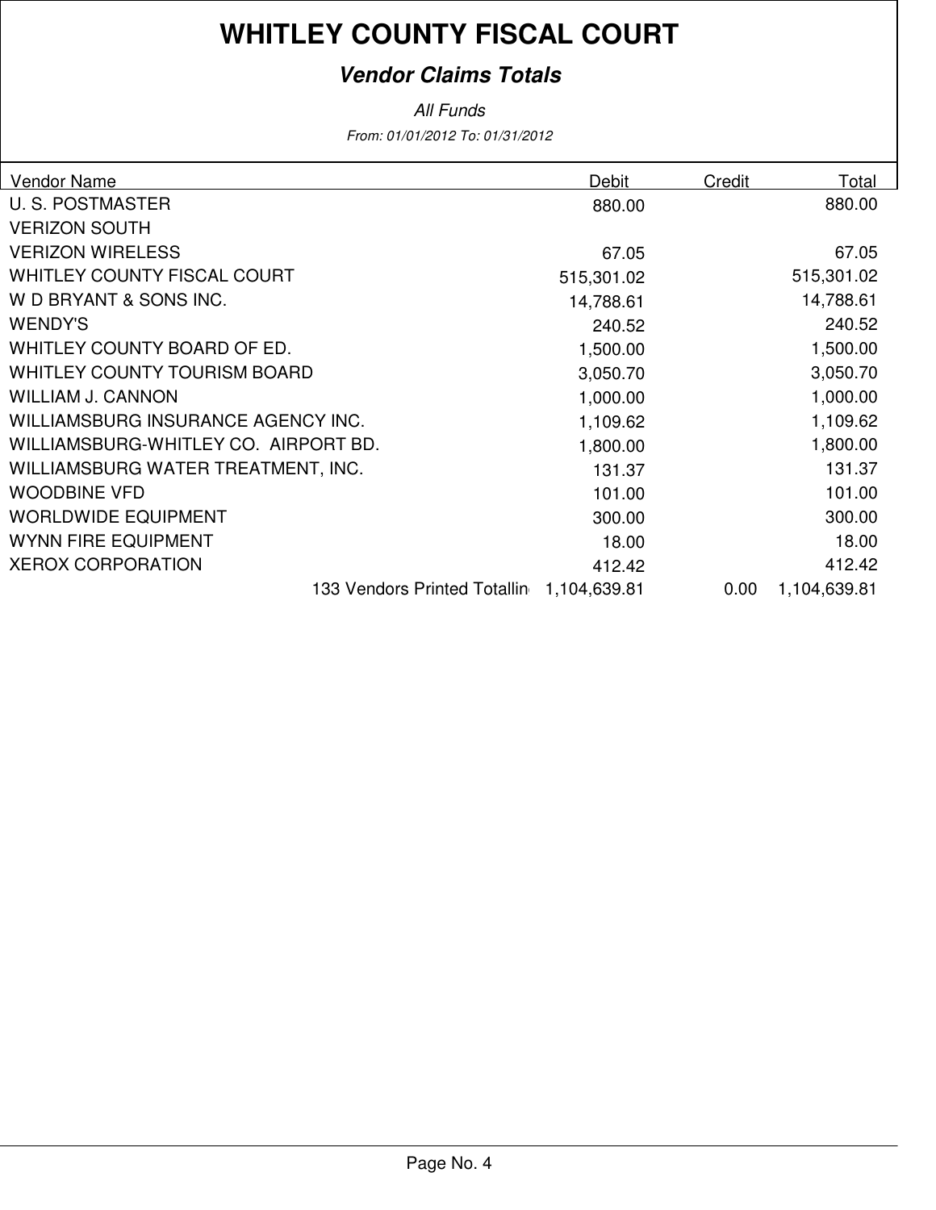# WHITLEY COUNTY FISCAL COURT

## *Vendor Claims Totals*

*All Funds*

*From: 01/01/2012 To: 01/31/2012*

| Vendor Name | Debit | Credit | Total |
|---|---|---|---|
| U. S. POSTMASTER | 880.00 | | 880.00 |
| VERIZON SOUTH | | | |
| VERIZON WIRELESS | 67.05 | | 67.05 |
| WHITLEY COUNTY FISCAL COURT | 515,301.02 | | 515,301.02 |
| W D BRYANT & SONS INC. | 14,788.61 | | 14,788.61 |
| WENDY'S | 240.52 | | 240.52 |
| WHITLEY COUNTY BOARD OF ED. | 1,500.00 | | 1,500.00 |
| WHITLEY COUNTY TOURISM BOARD | 3,050.70 | | 3,050.70 |
| WILLIAM J. CANNON | 1,000.00 | | 1,000.00 |
| WILLIAMSBURG INSURANCE AGENCY INC. | 1,109.62 | | 1,109.62 |
| WILLIAMSBURG-WHITLEY CO. AIRPORT BD. | 1,800.00 | | 1,800.00 |
| WILLIAMSBURG WATER TREATMENT, INC. | 131.37 | | 131.37 |
| WOODBINE VFD | 101.00 | | 101.00 |
| WORLDWIDE EQUIPMENT | 300.00 | | 300.00 |
| WYNN FIRE EQUIPMENT | 18.00 | | 18.00 |
| XEROX CORPORATION | 412.42 | | 412.42 |
| 133 Vendors Printed Totallin | 1,104,639.81 | 0.00 | 1,104,639.81 |